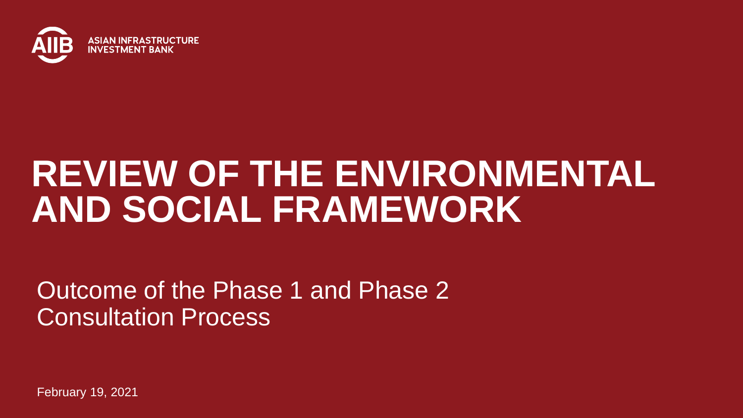ASIAN INFRASTRUCTURE INVESTMENT BANK

# REVIEW OF THE ENVIRONMENTAL AND SOCIAL FRAMEWORK

## Outcome of the Phase 1 and Phase 2 Consultation Process

February 19, 2021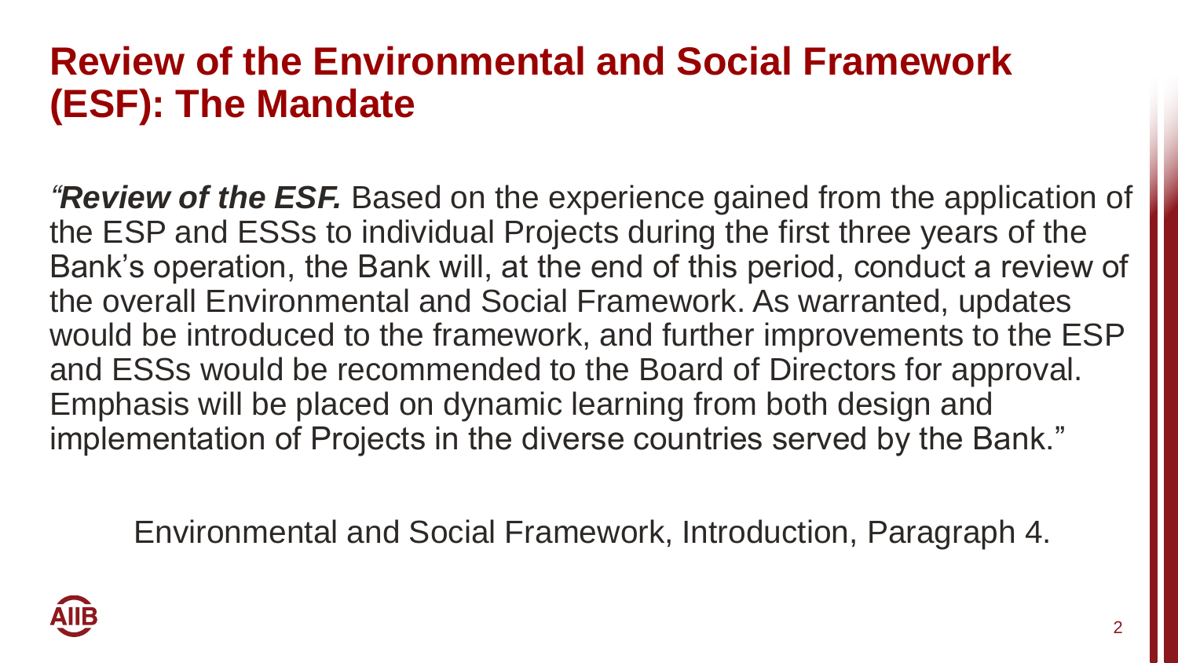# Review of the Environmental and Social Framework (ESF): The Mandate

*"**Review of the ESF.*** Based on the experience gained from the application of the ESP and ESSs to individual Projects during the first three years of the Bank's operation, the Bank will, at the end of this period, conduct a review of the overall Environmental and Social Framework. As warranted, updates would be introduced to the framework, and further improvements to the ESP and ESSs would be recommended to the Board of Directors for approval. Emphasis will be placed on dynamic learning from both design and implementation of Projects in the diverse countries served by the Bank."

Environmental and Social Framework, Introduction, Paragraph 4.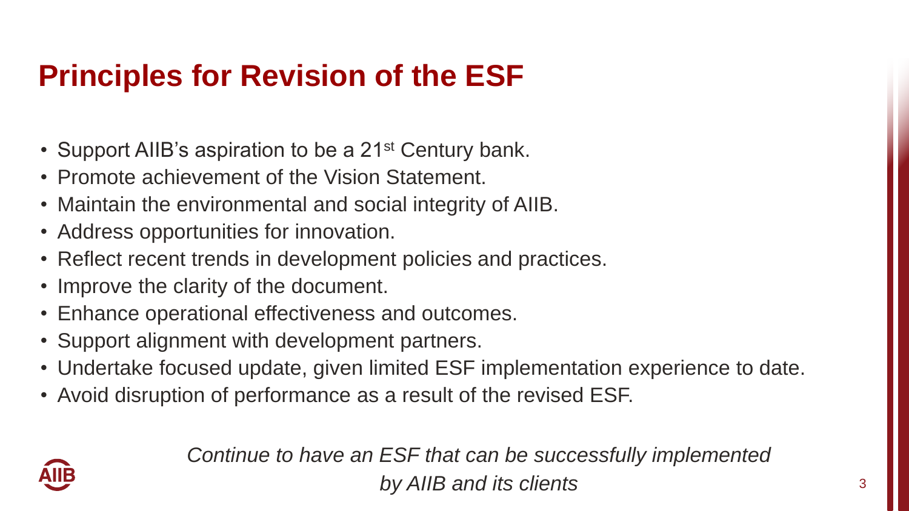# Principles for Revision of the ESF

- Support AIIB's aspiration to be a 21st Century bank.
- Promote achievement of the Vision Statement.
- Maintain the environmental and social integrity of AIIB.
- Address opportunities for innovation.
- Reflect recent trends in development policies and practices.
- Improve the clarity of the document.
- Enhance operational effectiveness and outcomes.
- Support alignment with development partners.
- Undertake focused update, given limited ESF implementation experience to date.
- Avoid disruption of performance as a result of the revised ESF.

*Continue to have an ESF that can be successfully implemented by AIIB and its clients*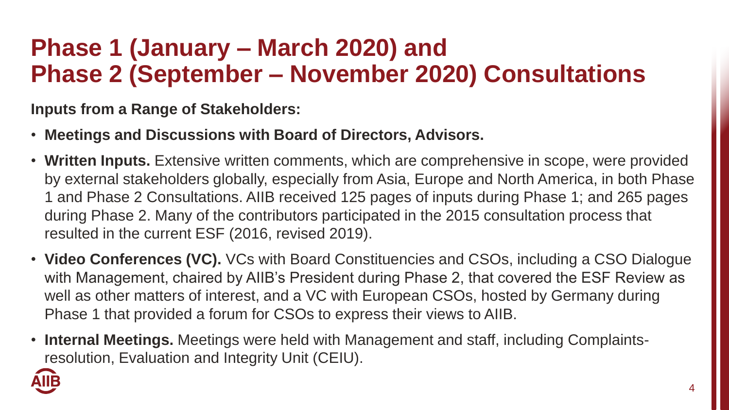# Phase 1 (January – March 2020) and Phase 2 (September – November 2020) Consultations

**Inputs from a Range of Stakeholders:**

- **Meetings and Discussions with Board of Directors, Advisors.**
- **Written Inputs.** Extensive written comments, which are comprehensive in scope, were provided by external stakeholders globally, especially from Asia, Europe and North America, in both Phase 1 and Phase 2 Consultations. AIIB received 125 pages of inputs during Phase 1; and 265 pages during Phase 2. Many of the contributors participated in the 2015 consultation process that resulted in the current ESF (2016, revised 2019).
- **Video Conferences (VC).** VCs with Board Constituencies and CSOs, including a CSO Dialogue with Management, chaired by AIIB's President during Phase 2, that covered the ESF Review as well as other matters of interest, and a VC with European CSOs, hosted by Germany during Phase 1 that provided a forum for CSOs to express their views to AIIB.
- **Internal Meetings.** Meetings were held with Management and staff, including Complaints-resolution, Evaluation and Integrity Unit (CEIU).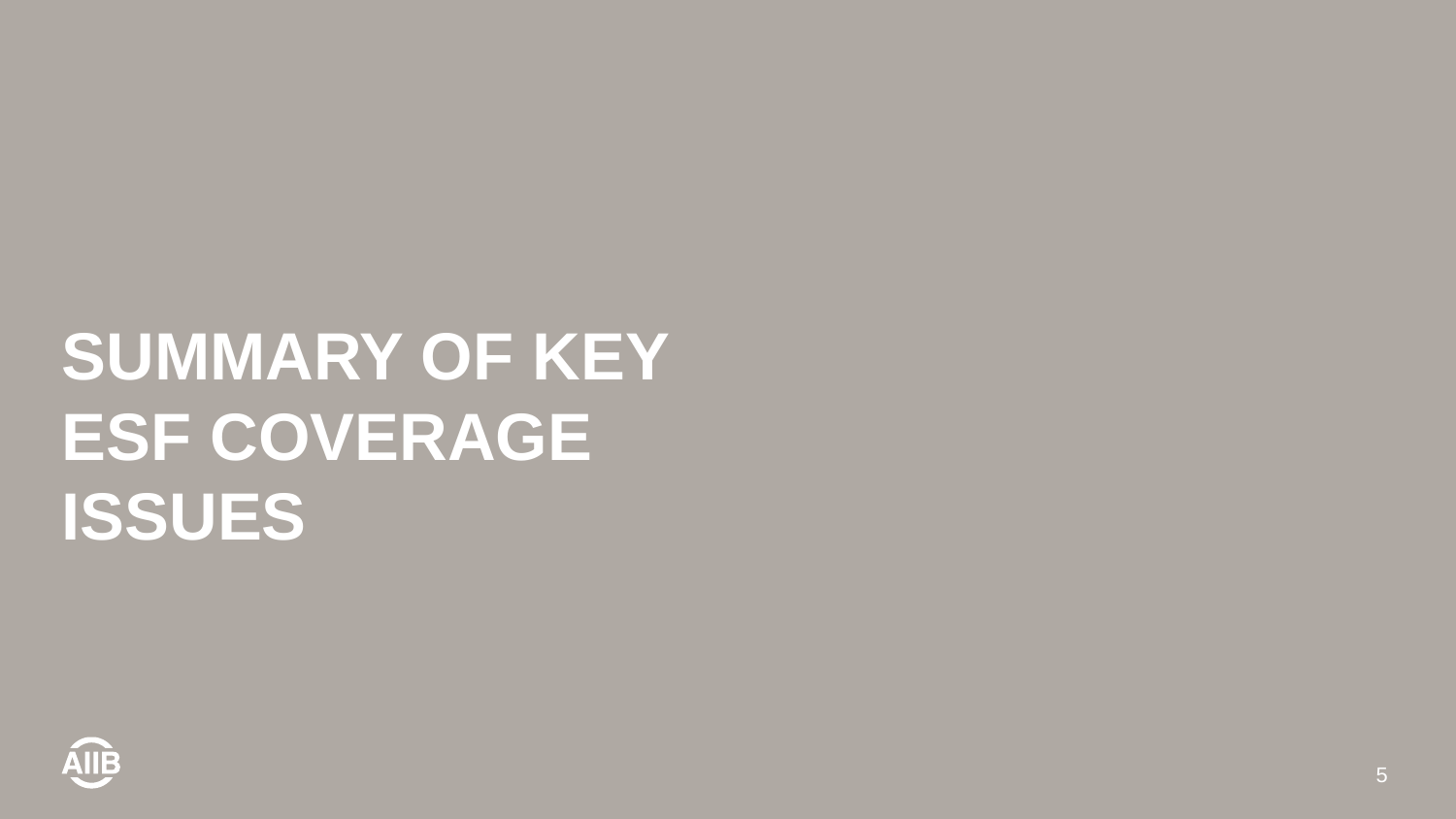# SUMMARY OF KEY ESF COVERAGE ISSUES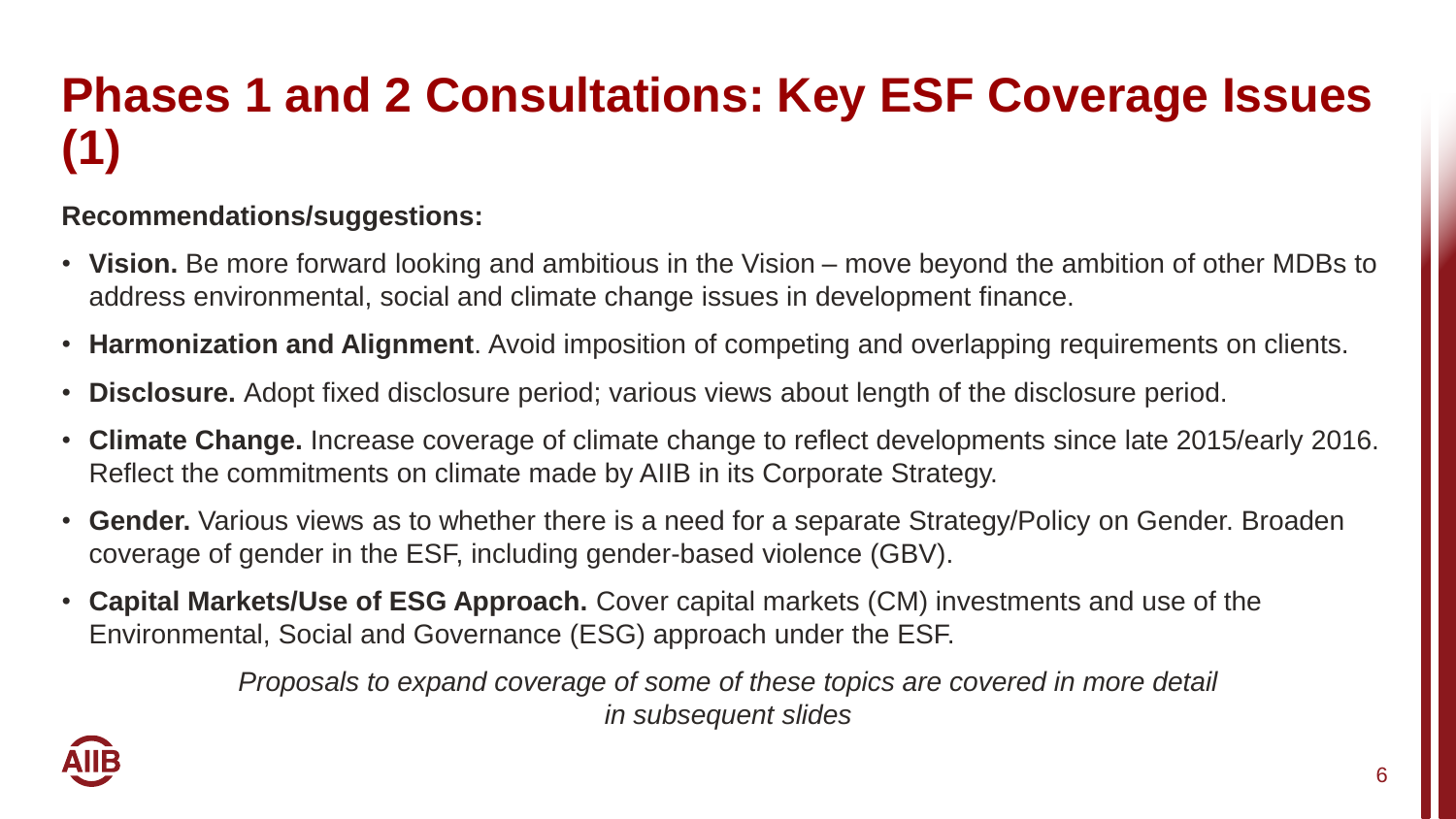# Phases 1 and 2 Consultations: Key ESF Coverage Issues (1)

**Recommendations/suggestions:**

- **Vision.** Be more forward looking and ambitious in the Vision – move beyond the ambition of other MDBs to address environmental, social and climate change issues in development finance.
- **Harmonization and Alignment**. Avoid imposition of competing and overlapping requirements on clients.
- **Disclosure.** Adopt fixed disclosure period; various views about length of the disclosure period.
- **Climate Change.** Increase coverage of climate change to reflect developments since late 2015/early 2016. Reflect the commitments on climate made by AIIB in its Corporate Strategy.
- **Gender.** Various views as to whether there is a need for a separate Strategy/Policy on Gender. Broaden coverage of gender in the ESF, including gender-based violence (GBV).
- **Capital Markets/Use of ESG Approach.** Cover capital markets (CM) investments and use of the Environmental, Social and Governance (ESG) approach under the ESF.

*Proposals to expand coverage of some of these topics are covered in more detail in subsequent slides*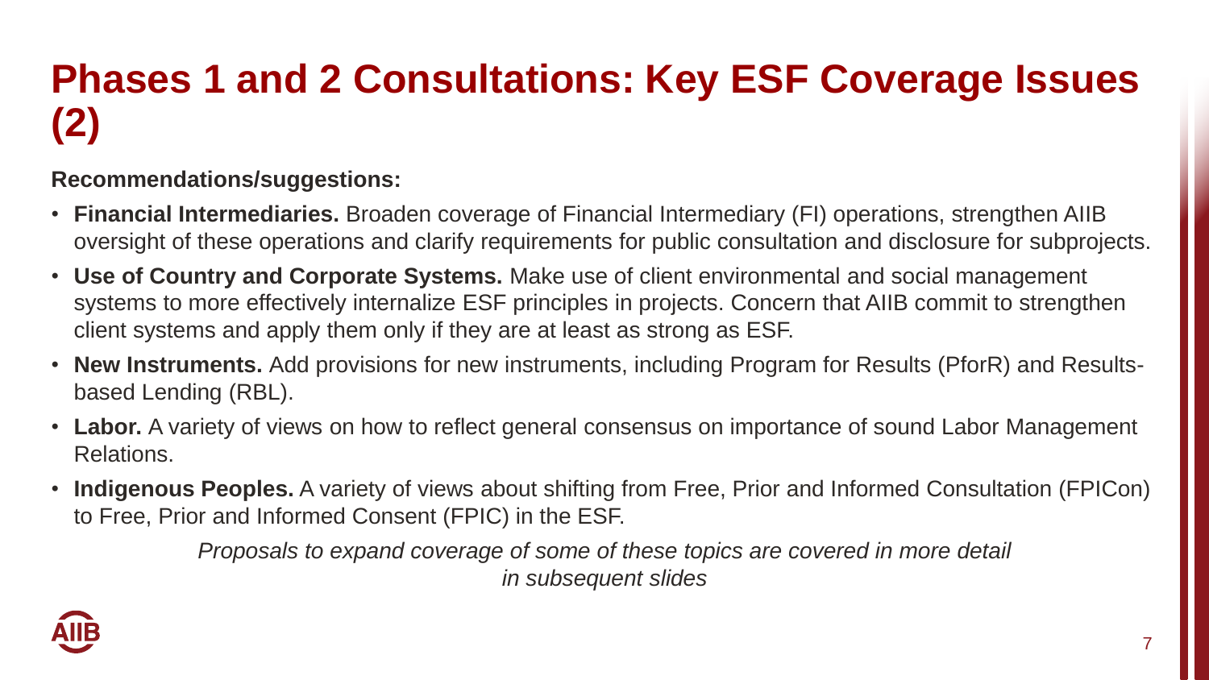# Phases 1 and 2 Consultations: Key ESF Coverage Issues (2)

**Recommendations/suggestions:**

- **Financial Intermediaries.** Broaden coverage of Financial Intermediary (FI) operations, strengthen AIIB oversight of these operations and clarify requirements for public consultation and disclosure for subprojects.
- **Use of Country and Corporate Systems.** Make use of client environmental and social management systems to more effectively internalize ESF principles in projects. Concern that AIIB commit to strengthen client systems and apply them only if they are at least as strong as ESF.
- **New Instruments.** Add provisions for new instruments, including Program for Results (PforR) and Results-based Lending (RBL).
- **Labor.** A variety of views on how to reflect general consensus on importance of sound Labor Management Relations.
- **Indigenous Peoples.** A variety of views about shifting from Free, Prior and Informed Consultation (FPICon) to Free, Prior and Informed Consent (FPIC) in the ESF.

*Proposals to expand coverage of some of these topics are covered in more detail in subsequent slides*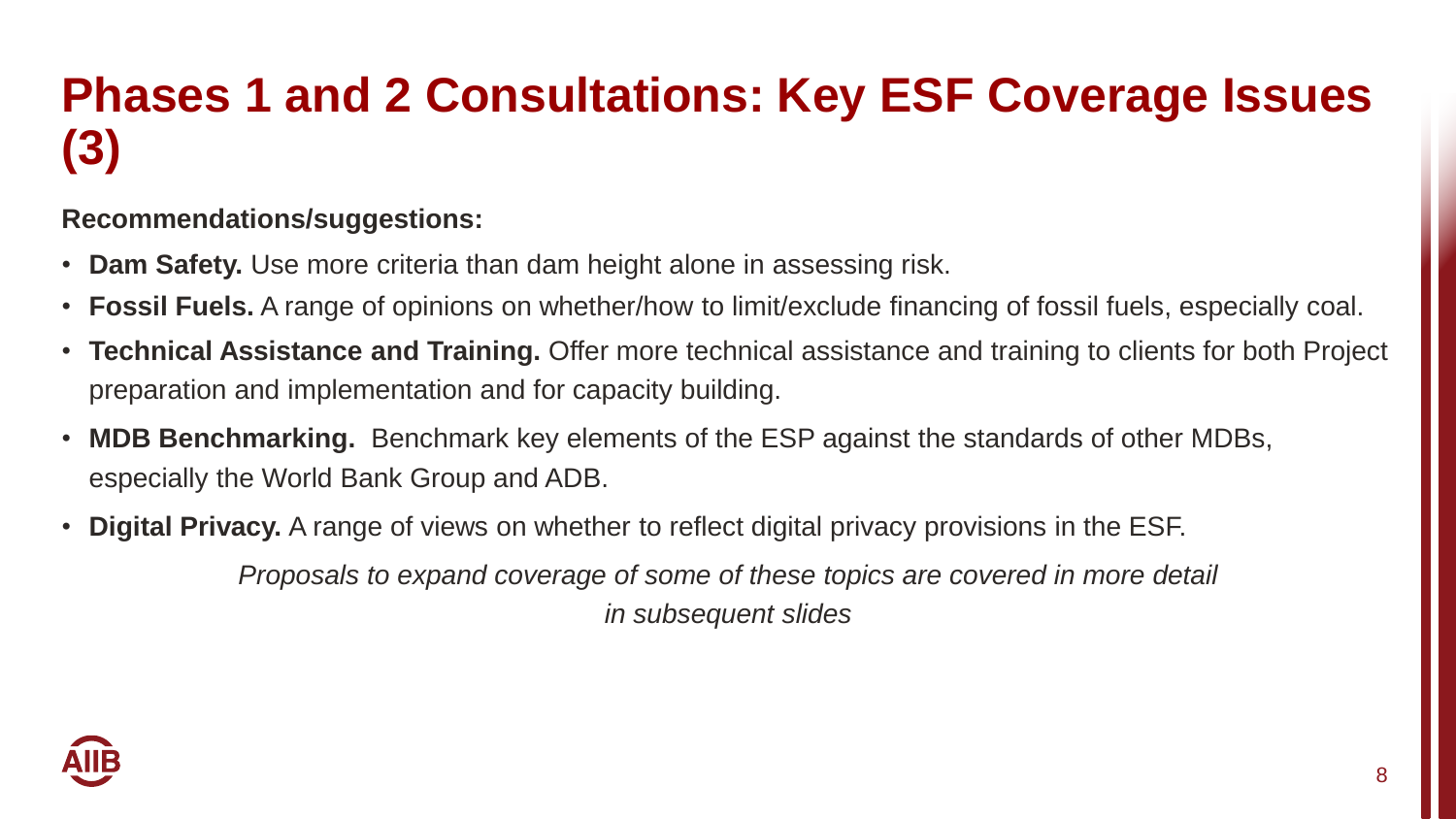# Phases 1 and 2 Consultations: Key ESF Coverage Issues (3)

**Recommendations/suggestions:**

- **Dam Safety.** Use more criteria than dam height alone in assessing risk.
- **Fossil Fuels.** A range of opinions on whether/how to limit/exclude financing of fossil fuels, especially coal.
- **Technical Assistance and Training.** Offer more technical assistance and training to clients for both Project preparation and implementation and for capacity building.
- **MDB Benchmarking.** Benchmark key elements of the ESP against the standards of other MDBs, especially the World Bank Group and ADB.
- **Digital Privacy.** A range of views on whether to reflect digital privacy provisions in the ESF.

*Proposals to expand coverage of some of these topics are covered in more detail in subsequent slides*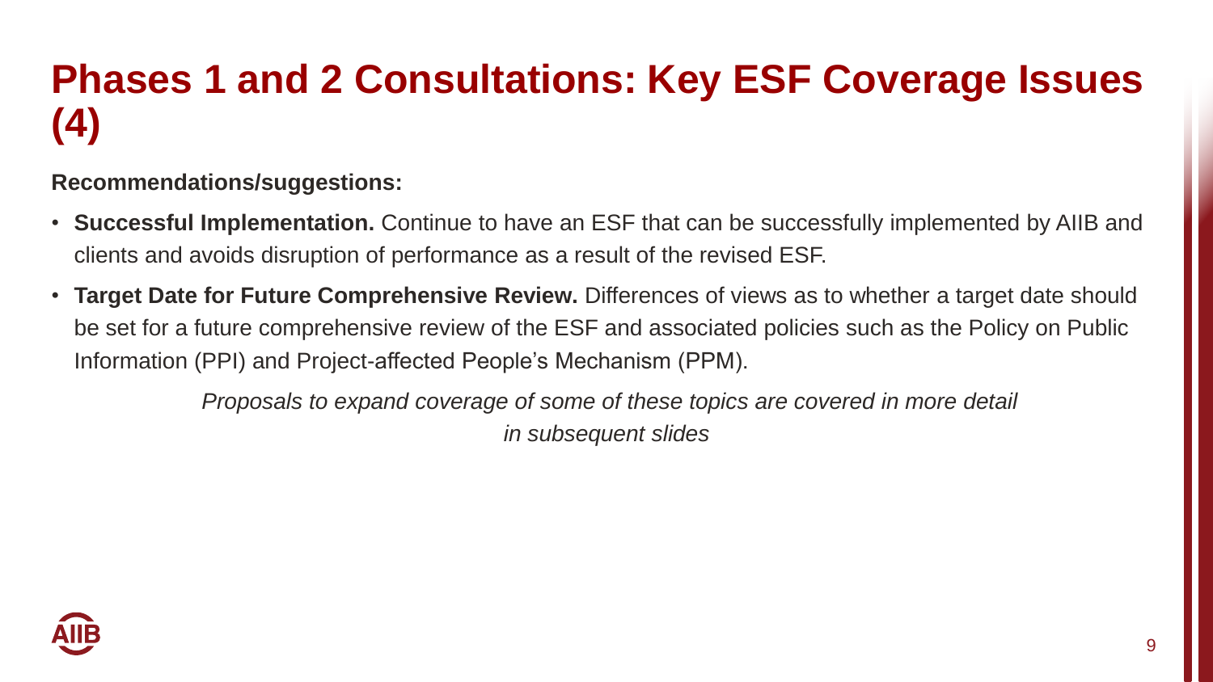# Phases 1 and 2 Consultations: Key ESF Coverage Issues (4)

**Recommendations/suggestions:**

- **Successful Implementation.** Continue to have an ESF that can be successfully implemented by AIIB and clients and avoids disruption of performance as a result of the revised ESF.
- **Target Date for Future Comprehensive Review.** Differences of views as to whether a target date should be set for a future comprehensive review of the ESF and associated policies such as the Policy on Public Information (PPI) and Project-affected People's Mechanism (PPM).

*Proposals to expand coverage of some of these topics are covered in more detail in subsequent slides*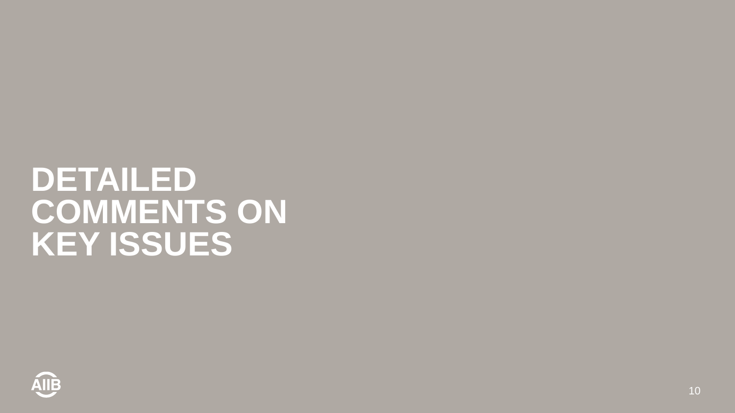# DETAILED COMMENTS ON KEY ISSUES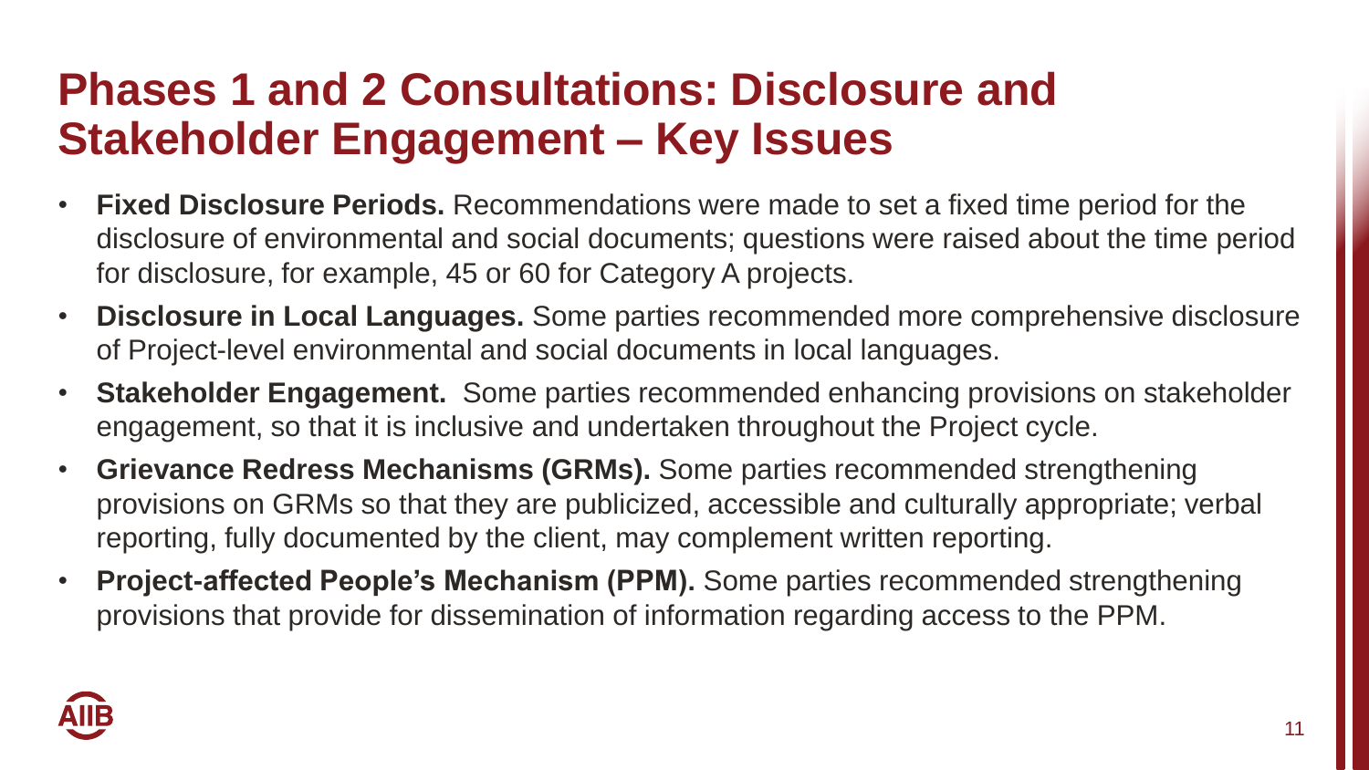# Phases 1 and 2 Consultations: Disclosure and Stakeholder Engagement – Key Issues

- **Fixed Disclosure Periods.** Recommendations were made to set a fixed time period for the disclosure of environmental and social documents; questions were raised about the time period for disclosure, for example, 45 or 60 for Category A projects.
- **Disclosure in Local Languages.** Some parties recommended more comprehensive disclosure of Project-level environmental and social documents in local languages.
- **Stakeholder Engagement.** Some parties recommended enhancing provisions on stakeholder engagement, so that it is inclusive and undertaken throughout the Project cycle.
- **Grievance Redress Mechanisms (GRMs).** Some parties recommended strengthening provisions on GRMs so that they are publicized, accessible and culturally appropriate; verbal reporting, fully documented by the client, may complement written reporting.
- **Project-affected People's Mechanism (PPM).** Some parties recommended strengthening provisions that provide for dissemination of information regarding access to the PPM.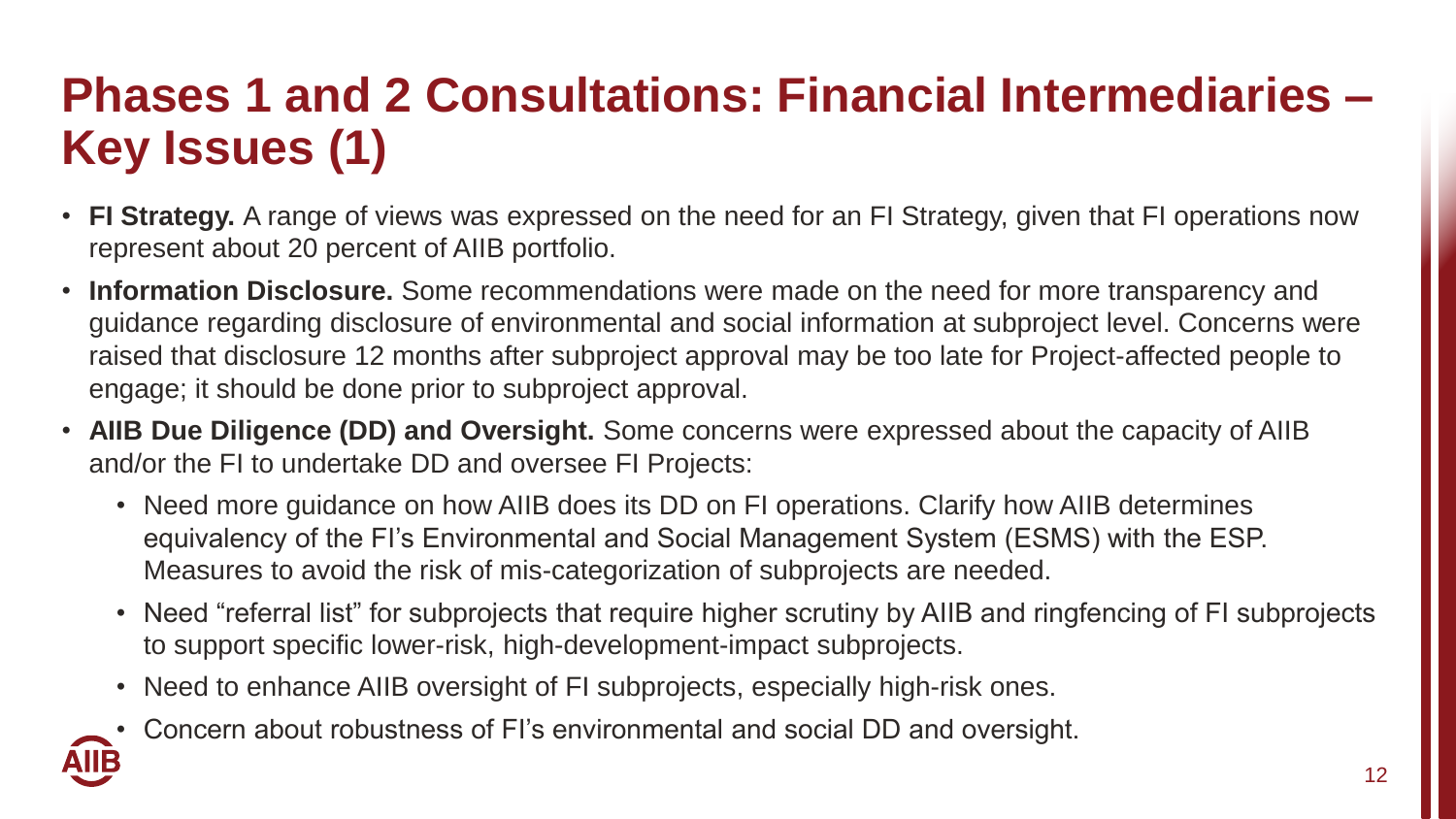# Phases 1 and 2 Consultations: Financial Intermediaries – Key Issues (1)

- **FI Strategy.** A range of views was expressed on the need for an FI Strategy, given that FI operations now represent about 20 percent of AIIB portfolio.
- **Information Disclosure.** Some recommendations were made on the need for more transparency and guidance regarding disclosure of environmental and social information at subproject level. Concerns were raised that disclosure 12 months after subproject approval may be too late for Project-affected people to engage; it should be done prior to subproject approval.
- **AIIB Due Diligence (DD) and Oversight.** Some concerns were expressed about the capacity of AIIB and/or the FI to undertake DD and oversee FI Projects:
  - Need more guidance on how AIIB does its DD on FI operations. Clarify how AIIB determines equivalency of the FI's Environmental and Social Management System (ESMS) with the ESP. Measures to avoid the risk of mis-categorization of subprojects are needed.
  - Need "referral list" for subprojects that require higher scrutiny by AIIB and ringfencing of FI subprojects to support specific lower-risk, high-development-impact subprojects.
  - Need to enhance AIIB oversight of FI subprojects, especially high-risk ones.
  - Concern about robustness of FI's environmental and social DD and oversight.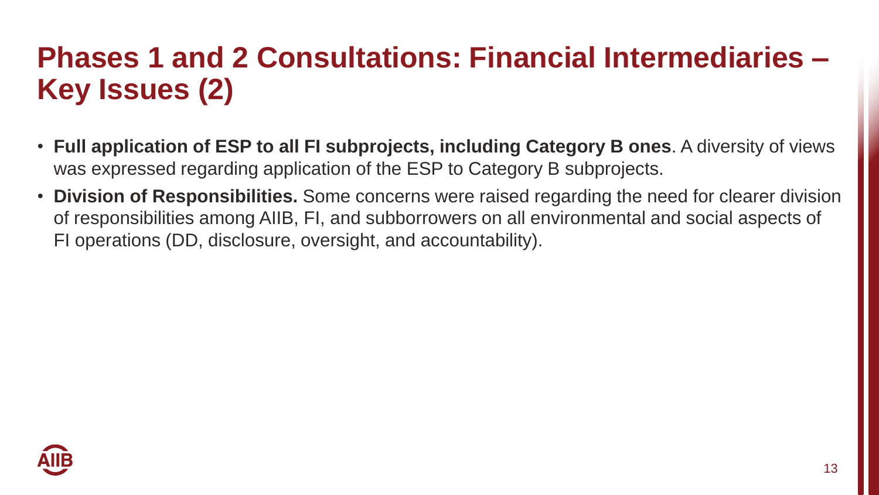# Phases 1 and 2 Consultations: Financial Intermediaries – Key Issues (2)

- **Full application of ESP to all FI subprojects, including Category B ones**. A diversity of views was expressed regarding application of the ESP to Category B subprojects.
- **Division of Responsibilities.** Some concerns were raised regarding the need for clearer division of responsibilities among AIIB, FI, and subborrowers on all environmental and social aspects of FI operations (DD, disclosure, oversight, and accountability).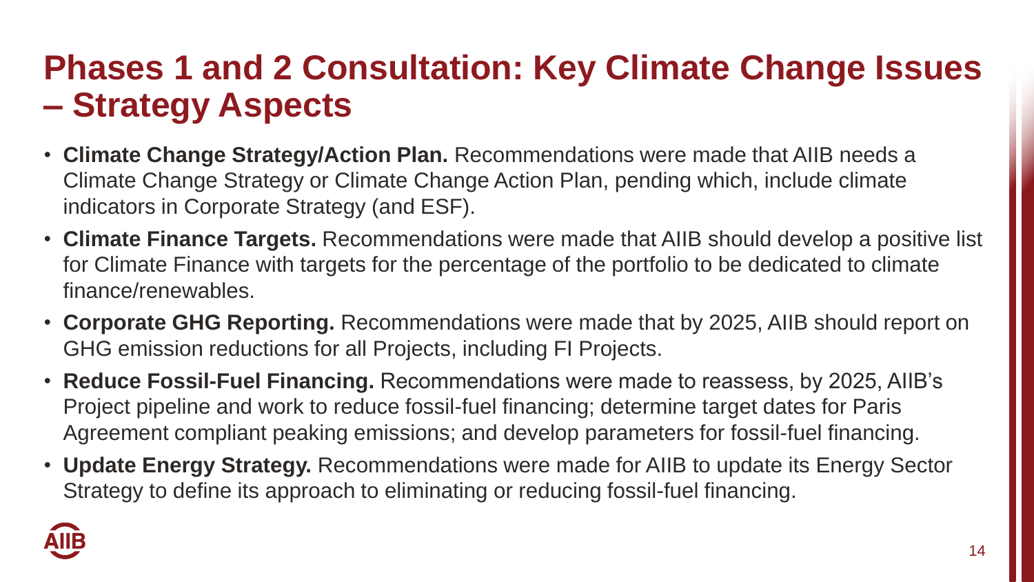# Phases 1 and 2 Consultation: Key Climate Change Issues – Strategy Aspects

- **Climate Change Strategy/Action Plan.** Recommendations were made that AIIB needs a Climate Change Strategy or Climate Change Action Plan, pending which, include climate indicators in Corporate Strategy (and ESF).
- **Climate Finance Targets.** Recommendations were made that AIIB should develop a positive list for Climate Finance with targets for the percentage of the portfolio to be dedicated to climate finance/renewables.
- **Corporate GHG Reporting.** Recommendations were made that by 2025, AIIB should report on GHG emission reductions for all Projects, including FI Projects.
- **Reduce Fossil-Fuel Financing.** Recommendations were made to reassess, by 2025, AIIB's Project pipeline and work to reduce fossil-fuel financing; determine target dates for Paris Agreement compliant peaking emissions; and develop parameters for fossil-fuel financing.
- **Update Energy Strategy.** Recommendations were made for AIIB to update its Energy Sector Strategy to define its approach to eliminating or reducing fossil-fuel financing.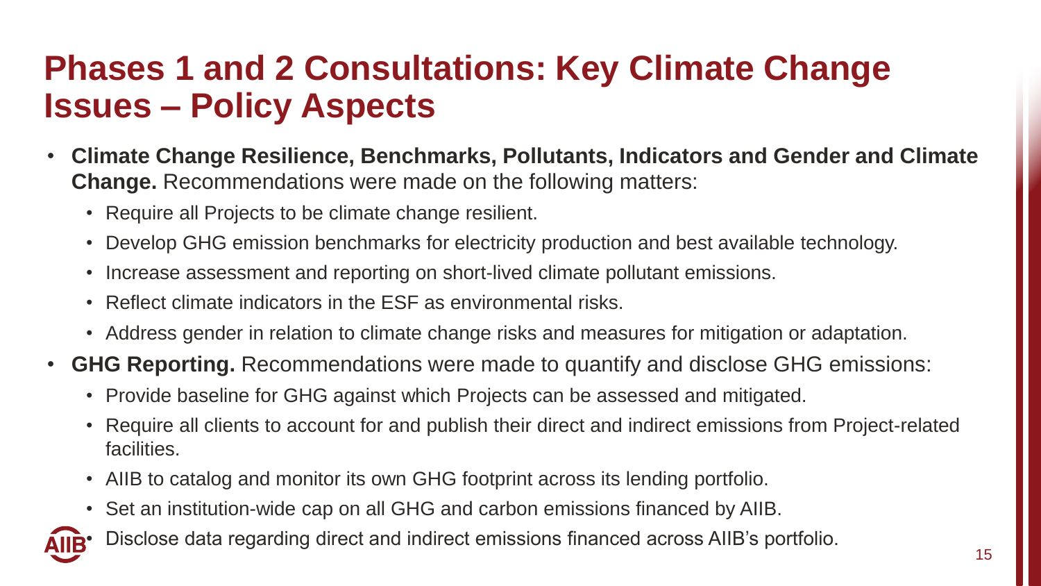# Phases 1 and 2 Consultations: Key Climate Change Issues – Policy Aspects

- **Climate Change Resilience, Benchmarks, Pollutants, Indicators and Gender and Climate Change.** Recommendations were made on the following matters:
  - Require all Projects to be climate change resilient.
  - Develop GHG emission benchmarks for electricity production and best available technology.
  - Increase assessment and reporting on short-lived climate pollutant emissions.
  - Reflect climate indicators in the ESF as environmental risks.
  - Address gender in relation to climate change risks and measures for mitigation or adaptation.
- **GHG Reporting.** Recommendations were made to quantify and disclose GHG emissions:
  - Provide baseline for GHG against which Projects can be assessed and mitigated.
  - Require all clients to account for and publish their direct and indirect emissions from Project-related facilities.
  - AIIB to catalog and monitor its own GHG footprint across its lending portfolio.
  - Set an institution-wide cap on all GHG and carbon emissions financed by AIIB.
  - Disclose data regarding direct and indirect emissions financed across AIIB's portfolio.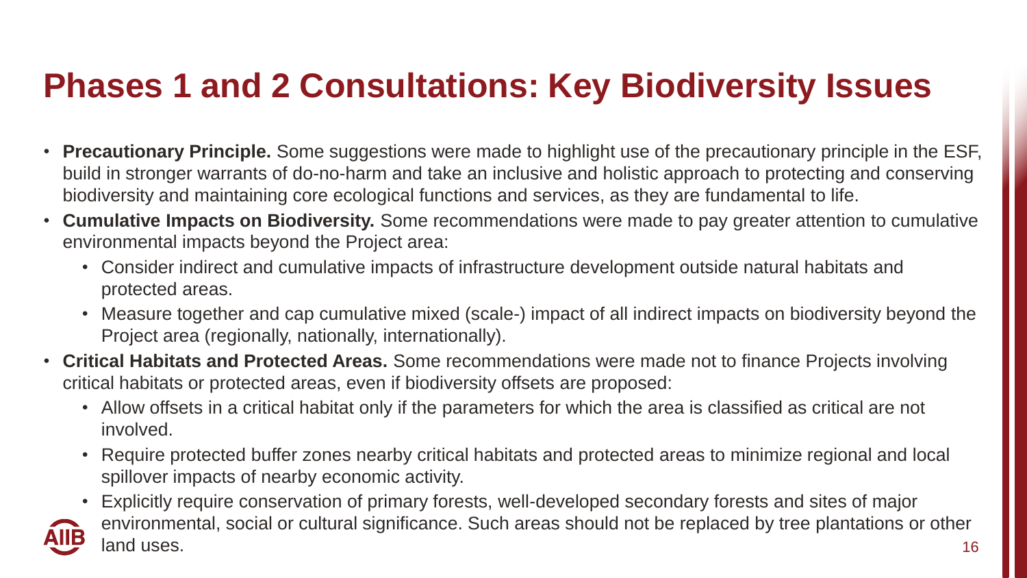# Phases 1 and 2 Consultations: Key Biodiversity Issues

- **Precautionary Principle.** Some suggestions were made to highlight use of the precautionary principle in the ESF, build in stronger warrants of do-no-harm and take an inclusive and holistic approach to protecting and conserving biodiversity and maintaining core ecological functions and services, as they are fundamental to life.
- **Cumulative Impacts on Biodiversity.** Some recommendations were made to pay greater attention to cumulative environmental impacts beyond the Project area:
  - Consider indirect and cumulative impacts of infrastructure development outside natural habitats and protected areas.
  - Measure together and cap cumulative mixed (scale-) impact of all indirect impacts on biodiversity beyond the Project area (regionally, nationally, internationally).
- **Critical Habitats and Protected Areas.** Some recommendations were made not to finance Projects involving critical habitats or protected areas, even if biodiversity offsets are proposed:
  - Allow offsets in a critical habitat only if the parameters for which the area is classified as critical are not involved.
  - Require protected buffer zones nearby critical habitats and protected areas to minimize regional and local spillover impacts of nearby economic activity.
  - Explicitly require conservation of primary forests, well-developed secondary forests and sites of major environmental, social or cultural significance. Such areas should not be replaced by tree plantations or other land uses.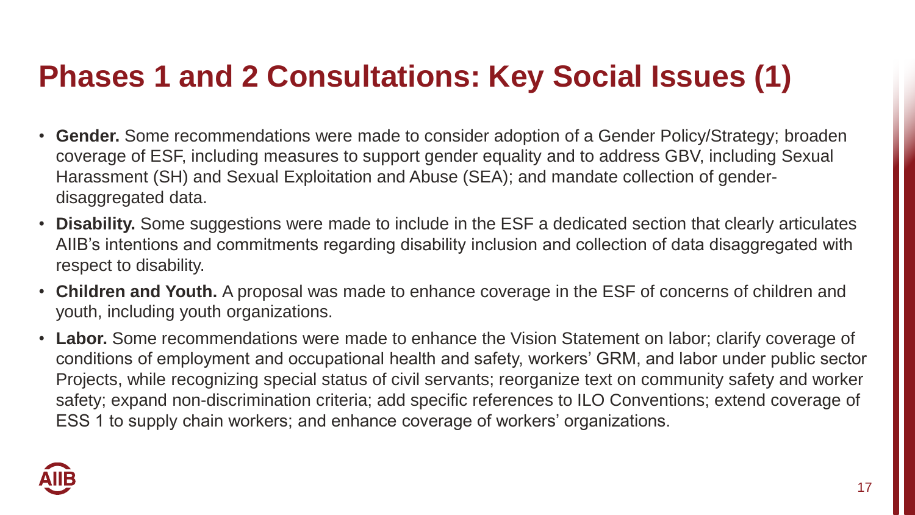# Phases 1 and 2 Consultations: Key Social Issues (1)

- **Gender.** Some recommendations were made to consider adoption of a Gender Policy/Strategy; broaden coverage of ESF, including measures to support gender equality and to address GBV, including Sexual Harassment (SH) and Sexual Exploitation and Abuse (SEA); and mandate collection of gender-disaggregated data.
- **Disability.** Some suggestions were made to include in the ESF a dedicated section that clearly articulates AIIB's intentions and commitments regarding disability inclusion and collection of data disaggregated with respect to disability.
- **Children and Youth.** A proposal was made to enhance coverage in the ESF of concerns of children and youth, including youth organizations.
- **Labor.** Some recommendations were made to enhance the Vision Statement on labor; clarify coverage of conditions of employment and occupational health and safety, workers' GRM, and labor under public sector Projects, while recognizing special status of civil servants; reorganize text on community safety and worker safety; expand non-discrimination criteria; add specific references to ILO Conventions; extend coverage of ESS 1 to supply chain workers; and enhance coverage of workers' organizations.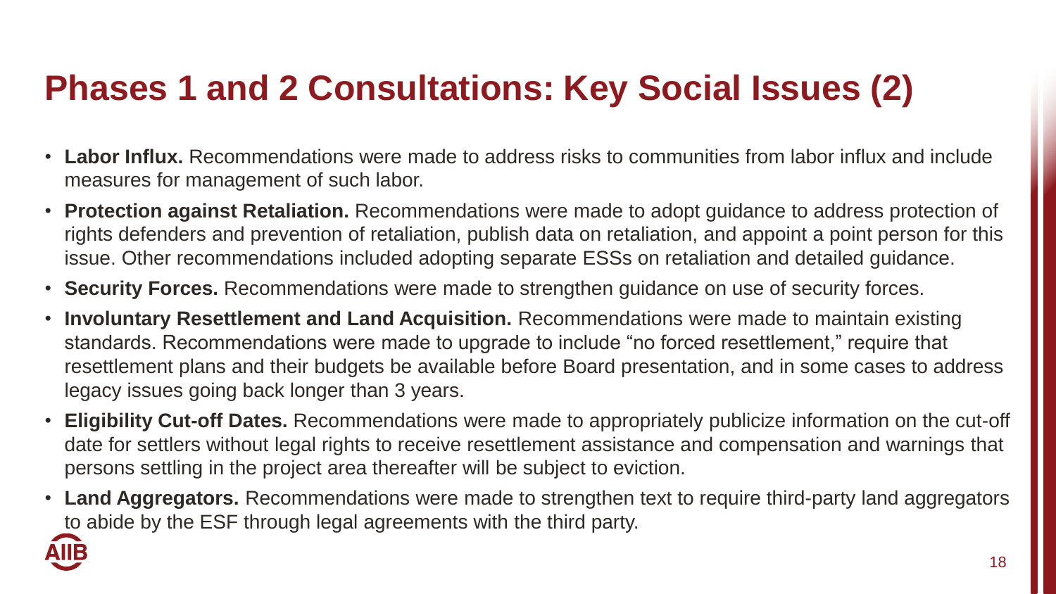# Phases 1 and 2 Consultations: Key Social Issues (2)

- **Labor Influx.** Recommendations were made to address risks to communities from labor influx and include measures for management of such labor.
- **Protection against Retaliation.** Recommendations were made to adopt guidance to address protection of rights defenders and prevention of retaliation, publish data on retaliation, and appoint a point person for this issue. Other recommendations included adopting separate ESSs on retaliation and detailed guidance.
- **Security Forces.** Recommendations were made to strengthen guidance on use of security forces.
- **Involuntary Resettlement and Land Acquisition.** Recommendations were made to maintain existing standards. Recommendations were made to upgrade to include "no forced resettlement," require that resettlement plans and their budgets be available before Board presentation, and in some cases to address legacy issues going back longer than 3 years.
- **Eligibility Cut-off Dates.** Recommendations were made to appropriately publicize information on the cut-off date for settlers without legal rights to receive resettlement assistance and compensation and warnings that persons settling in the project area thereafter will be subject to eviction.
- **Land Aggregators.** Recommendations were made to strengthen text to require third-party land aggregators to abide by the ESF through legal agreements with the third party.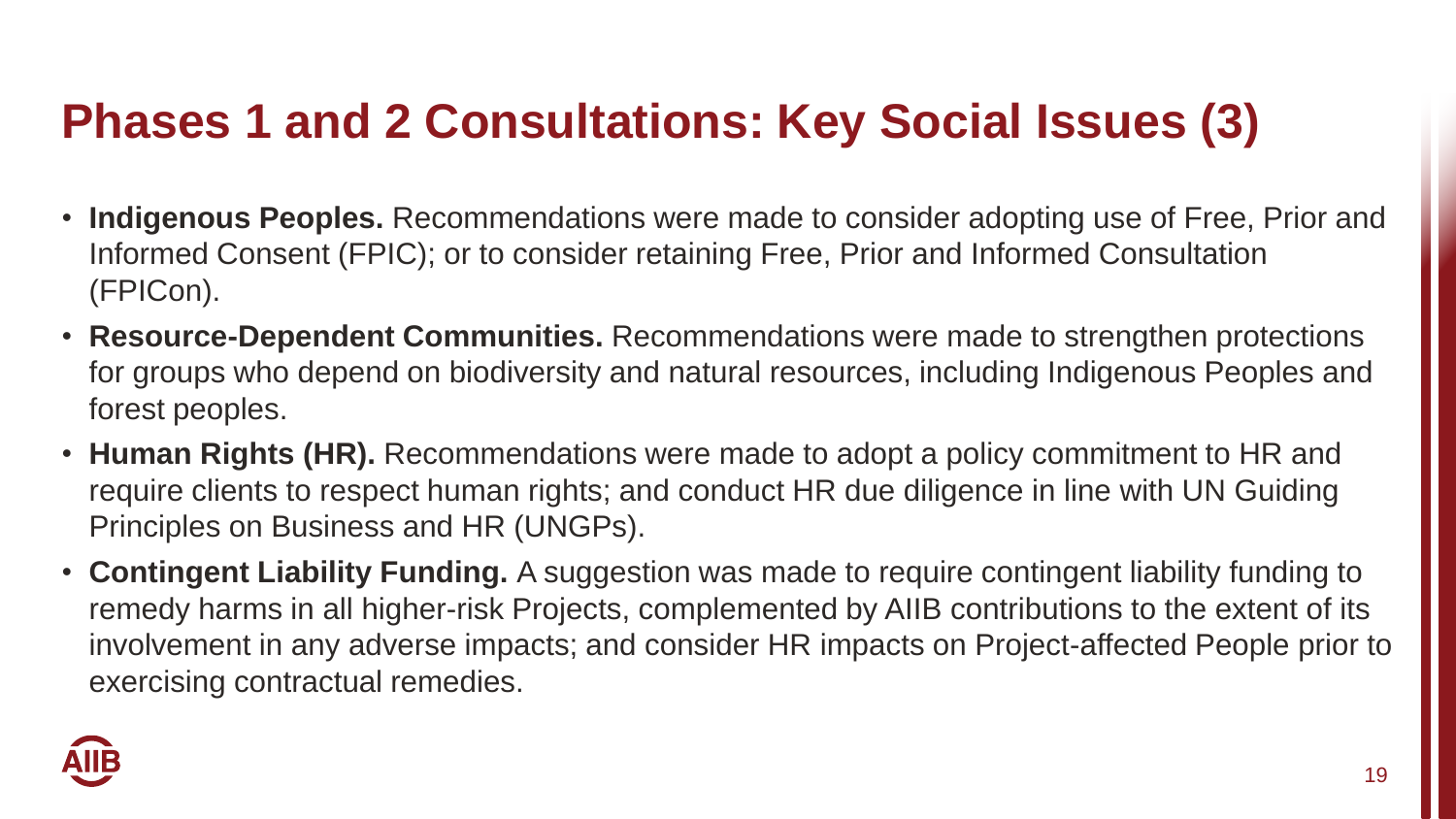# Phases 1 and 2 Consultations: Key Social Issues (3)

- **Indigenous Peoples.** Recommendations were made to consider adopting use of Free, Prior and Informed Consent (FPIC); or to consider retaining Free, Prior and Informed Consultation (FPICon).
- **Resource-Dependent Communities.** Recommendations were made to strengthen protections for groups who depend on biodiversity and natural resources, including Indigenous Peoples and forest peoples.
- **Human Rights (HR).** Recommendations were made to adopt a policy commitment to HR and require clients to respect human rights; and conduct HR due diligence in line with UN Guiding Principles on Business and HR (UNGPs).
- **Contingent Liability Funding.** A suggestion was made to require contingent liability funding to remedy harms in all higher-risk Projects, complemented by AIIB contributions to the extent of its involvement in any adverse impacts; and consider HR impacts on Project-affected People prior to exercising contractual remedies.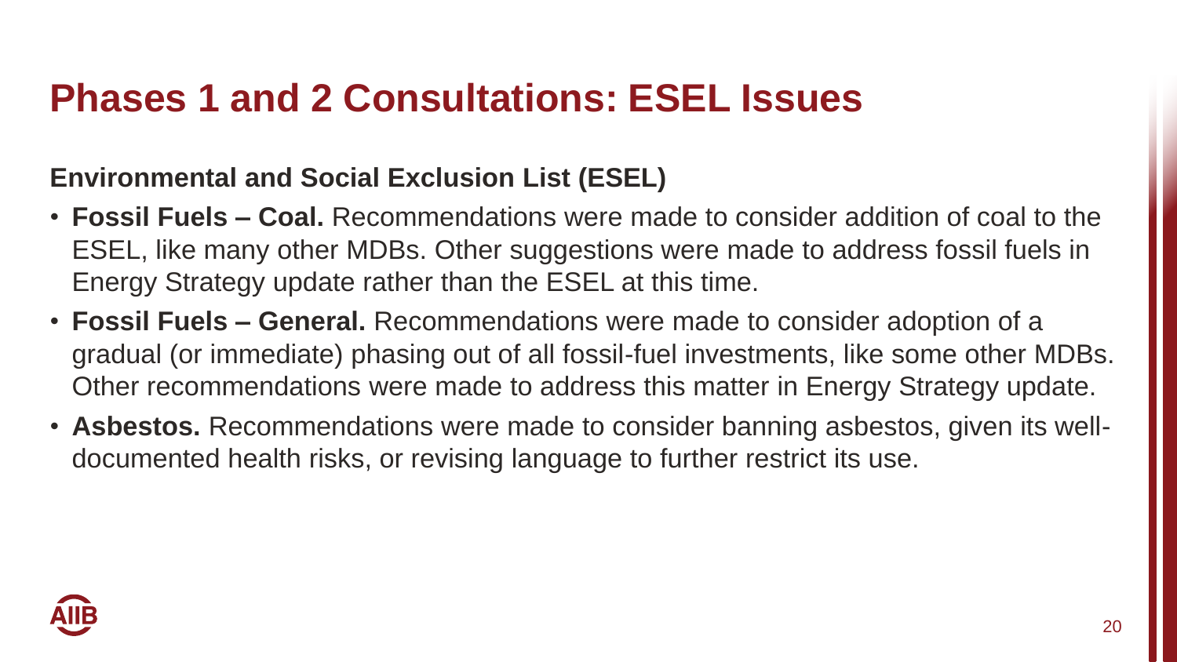# Phases 1 and 2 Consultations: ESEL Issues

**Environmental and Social Exclusion List (ESEL)**

- **Fossil Fuels – Coal.** Recommendations were made to consider addition of coal to the ESEL, like many other MDBs. Other suggestions were made to address fossil fuels in Energy Strategy update rather than the ESEL at this time.
- **Fossil Fuels – General.** Recommendations were made to consider adoption of a gradual (or immediate) phasing out of all fossil-fuel investments, like some other MDBs. Other recommendations were made to address this matter in Energy Strategy update.
- **Asbestos.** Recommendations were made to consider banning asbestos, given its well-documented health risks, or revising language to further restrict its use.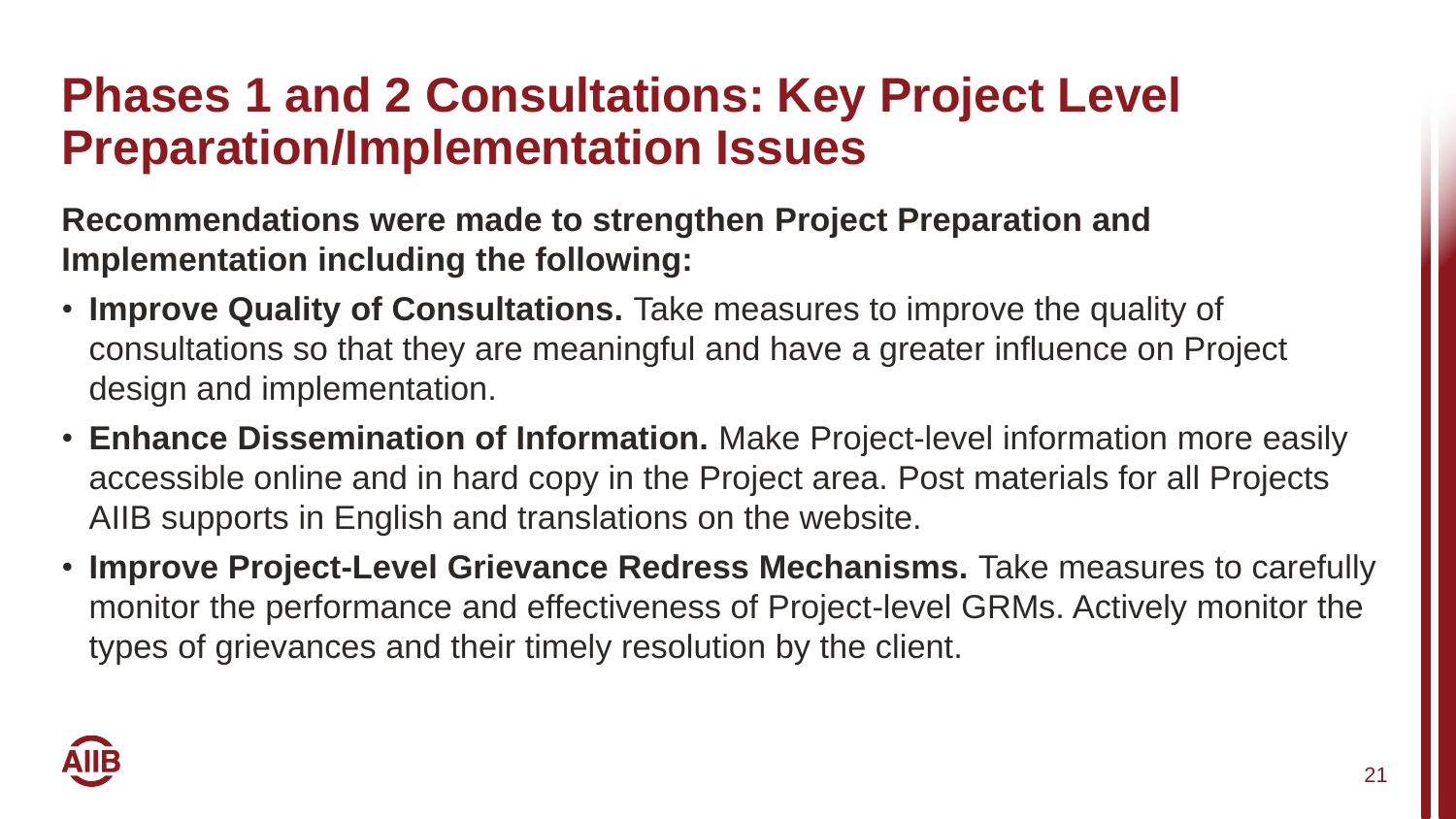# Phases 1 and 2 Consultations: Key Project Level Preparation/Implementation Issues

**Recommendations were made to strengthen Project Preparation and Implementation including the following:**

- **Improve Quality of Consultations.** Take measures to improve the quality of consultations so that they are meaningful and have a greater influence on Project design and implementation.
- **Enhance Dissemination of Information.** Make Project-level information more easily accessible online and in hard copy in the Project area. Post materials for all Projects AIIB supports in English and translations on the website.
- **Improve Project-Level Grievance Redress Mechanisms.** Take measures to carefully monitor the performance and effectiveness of Project-level GRMs. Actively monitor the types of grievances and their timely resolution by the client.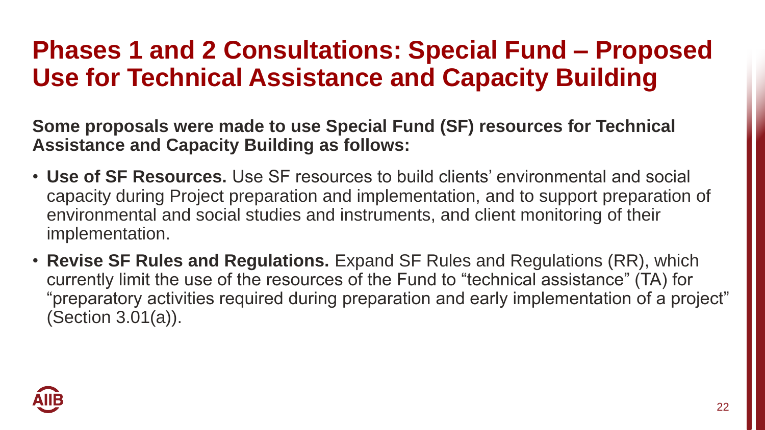# Phases 1 and 2 Consultations: Special Fund – Proposed Use for Technical Assistance and Capacity Building

**Some proposals were made to use Special Fund (SF) resources for Technical Assistance and Capacity Building as follows:**

- **Use of SF Resources.** Use SF resources to build clients' environmental and social capacity during Project preparation and implementation, and to support preparation of environmental and social studies and instruments, and client monitoring of their implementation.
- **Revise SF Rules and Regulations.** Expand SF Rules and Regulations (RR), which currently limit the use of the resources of the Fund to "technical assistance" (TA) for "preparatory activities required during preparation and early implementation of a project" (Section 3.01(a)).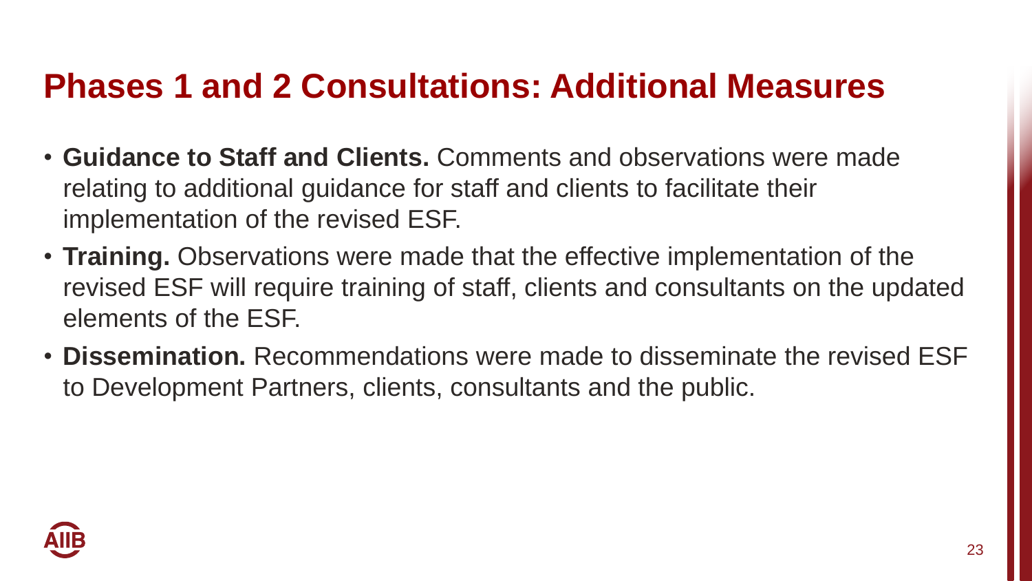# Phases 1 and 2 Consultations: Additional Measures

- **Guidance to Staff and Clients.** Comments and observations were made relating to additional guidance for staff and clients to facilitate their implementation of the revised ESF.
- **Training.** Observations were made that the effective implementation of the revised ESF will require training of staff, clients and consultants on the updated elements of the ESF.
- **Dissemination.** Recommendations were made to disseminate the revised ESF to Development Partners, clients, consultants and the public.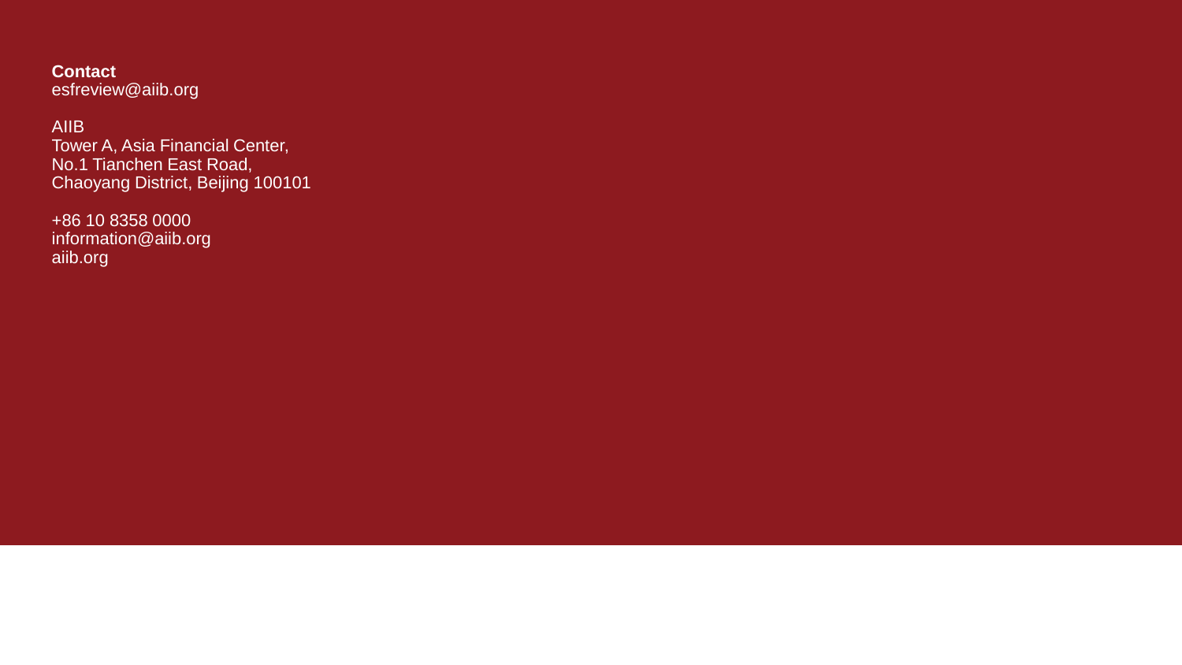**Contact**
esfreview@aiib.org

AIIB
Tower A, Asia Financial Center,
No.1 Tianchen East Road,
Chaoyang District, Beijing 100101

+86 10 8358 0000
information@aiib.org
aiib.org